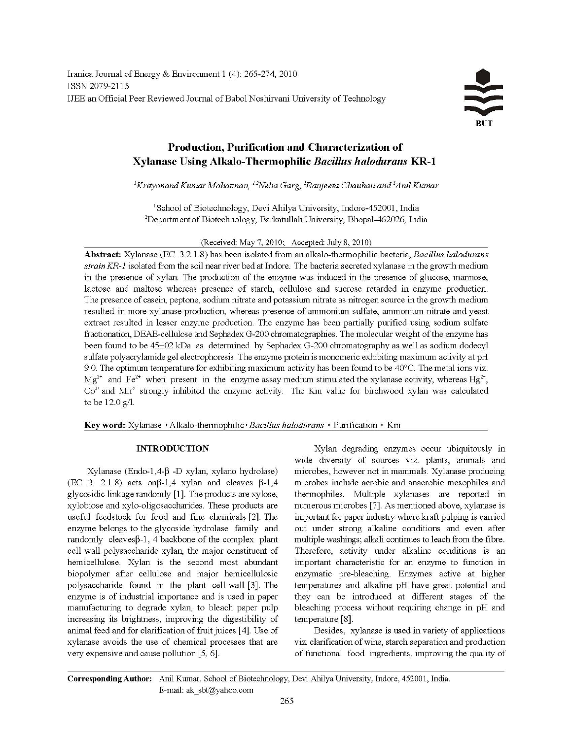Iranica Journal of Energy & Environment 1 (4): 265-274, 2010
ISSN 2079-2115
IJEE an Official Peer Reviewed Journal of Babol Noshirvani University of Technology

# Production, Purification and Characterization of Xylanase Using Alkalo-Thermophilic *Bacillus halodurans* KR-1

[1]Krityanand Kumar Mahatman, [1,2]Neha Garg, [1]Ranjeeta Chauhan and [1]Anil Kumar

[1]School of Biotechnology, Devi Ahilya University, Indore-452001, India
[2]Department of Biotechnology, Barkatullah University, Bhopal-462026, India

(Received: May 7, 2010; Accepted: July 8, 2010)

**Abstract:** Xylanase (EC. 3.2.1.8) has been isolated from an alkalo-thermophilic bacteria, *Bacillus halodurans strain KR-1* isolated from the soil near river bed at Indore. The bacteria secreted xylanase in the growth medium in the presence of xylan. The production of the enzyme was induced in the presence of glucose, mannose, lactose and maltose whereas presence of starch, cellulose and sucrose retarded in enzyme production. The presence of casein, peptone, sodium nitrate and potassium nitrate as nitrogen source in the growth medium resulted in more xylanase production, whereas presence of ammonium sulfate, ammonium nitrate and yeast extract resulted in lesser enzyme production. The enzyme has been partially purified using sodium sulfate fractionation, DEAE-cellulose and Sephadex G-200 chromatographies. The molecular weight of the enzyme has been found to be 45±02 kDa as determined by Sephadex G-200 chromatography as well as sodium dodecyl sulfate polyacrylamide gel electrophoresis. The enzyme protein is monomeric exhibiting maximum activity at pH 9.0. The optimum temperature for exhibiting maximum activity has been found to be 40°C. The metal ions viz. $Mg^{2+}$ and $Fe^{2+}$ when present in the enzyme assay medium stimulated the xylanase activity, whereas $Hg^{2+}$, $Co^{2+}$ and $Mn^{2+}$ strongly inhibited the enzyme activity. The Km value for birchwood xylan was calculated to be 12.0 g/l.

**Key word:** Xylanase · Alkalo-thermophilic · *Bacillus halodurans* · Purification · Km

## INTRODUCTION

Xylanase (Endo-1,4-β -D xylan, xylano hydrolase) (EC 3. 2.1.8) acts onβ-1,4 xylan and cleaves β-1,4 glycosidic linkage randomly [1]. The products are xylose, xylobiose and xylo-oligosaccharides. These products are useful feedstock for food and fine chemicals [2]. The enzyme belongs to the glycoside hydrolase family and randomly cleavesβ-1, 4 backbone of the complex plant cell wall polysaccharide xylan, the major constituent of hemicellulose. Xylan is the second most abundant biopolymer after cellulose and major hemicellulosic polysaccharide found in the plant cell wall [3]. The enzyme is of industrial importance and is used in paper manufacturing to degrade xylan, to bleach paper pulp increasing its brightness, improving the digestibility of animal feed and for clarification of fruit juices [4]. Use of xylanase avoids the use of chemical processes that are very expensive and cause pollution [5, 6].

Xylan degrading enzymes occur ubiquitously in wide diversity of sources viz. plants, animals and microbes, however not in mammals. Xylanase producing microbes include aerobic and anaerobic mesophiles and thermophiles. Multiple xylanases are reported in numerous microbes [7]. As mentioned above, xylanase is important for paper industry where kraft pulping is carried out under strong alkaline conditions and even after multiple washings; alkali continues to leach from the fibre. Therefore, activity under alkaline conditions is an important characteristic for an enzyme to function in enzymatic pre-bleaching. Enzymes active at higher temperatures and alkaline pH have great potential and they can be introduced at different stages of the bleaching process without requiring change in pH and temperature [8].

Besides, xylanase is used in variety of applications viz. clarification of wine, starch separation and production of functional food ingredients, improving the quality of

**Corresponding Author:** Anil Kumar, School of Biotechnology, Devi Ahilya University, Indore, 452001, India. E-mail: ak_sbt@yahoo.com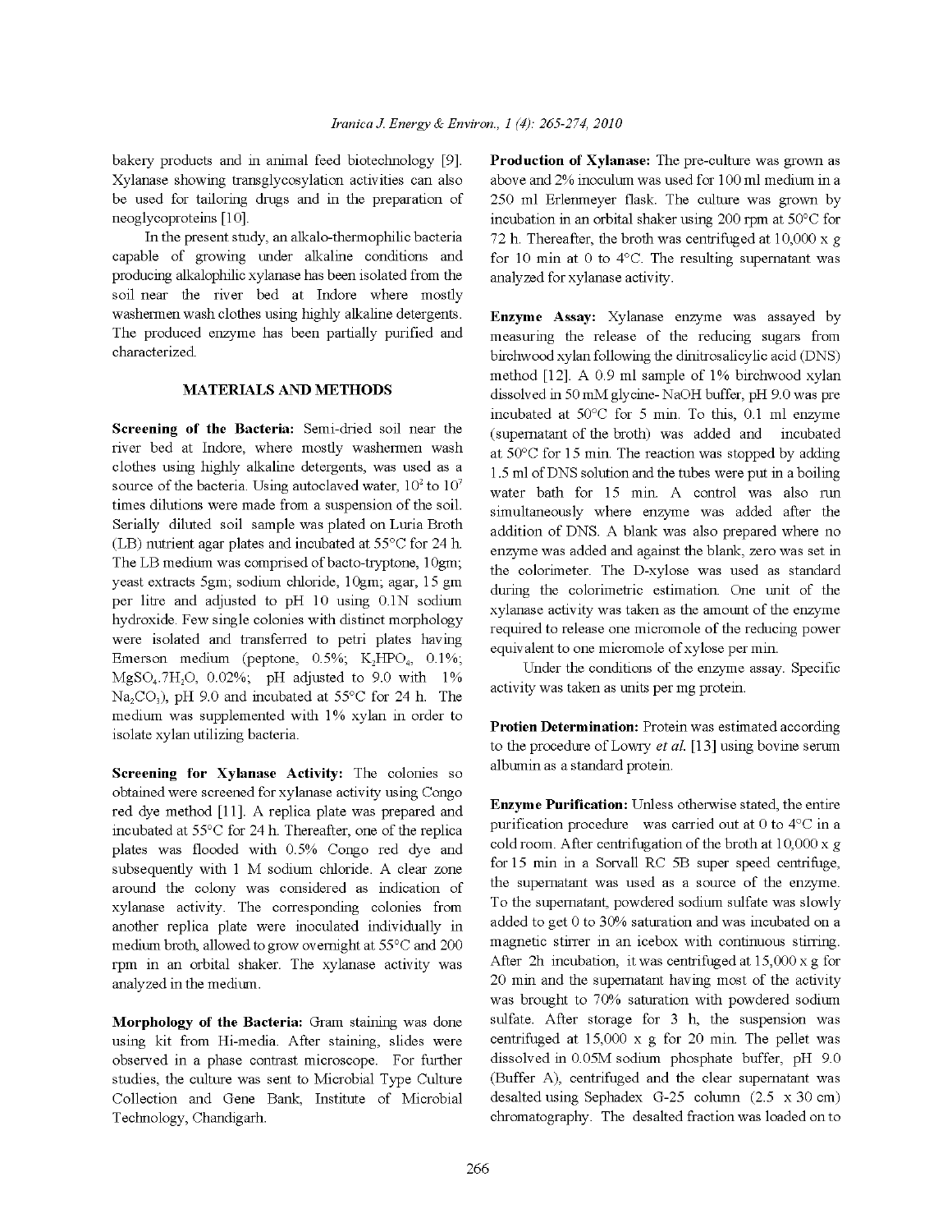bakery products and in animal feed biotechnology [9]. Xylanase showing transglycosylation activities can also be used for tailoring drugs and in the preparation of neoglycoproteins [10].

In the present study, an alkalo-thermophilic bacteria capable of growing under alkaline conditions and producing alkalophilic xylanase has been isolated from the soil near the river bed at Indore where mostly washermen wash clothes using highly alkaline detergents. The produced enzyme has been partially purified and characterized.

## MATERIALS AND METHODS

**Screening of the Bacteria:** Semi-dried soil near the river bed at Indore, where mostly washermen wash clothes using highly alkaline detergents, was used as a source of the bacteria. Using autoclaved water, $10^2$ to $10^7$ times dilutions were made from a suspension of the soil. Serially diluted soil sample was plated on Luria Broth (LB) nutrient agar plates and incubated at 55°C for 24 h. The LB medium was comprised of bacto-tryptone, 10gm; yeast extracts 5gm; sodium chloride, 10gm; agar, 15 gm per litre and adjusted to pH 10 using 0.1N sodium hydroxide. Few single colonies with distinct morphology were isolated and transferred to petri plates having Emerson medium (peptone, 0.5%; $K_2HPO_4$, 0.1%; $MgSO_4.7H_2O$, 0.02%; pH adjusted to 9.0 with 1% $Na_2CO_3$), pH 9.0 and incubated at 55°C for 24 h. The medium was supplemented with 1% xylan in order to isolate xylan utilizing bacteria.

**Screening for Xylanase Activity:** The colonies so obtained were screened for xylanase activity using Congo red dye method [11]. A replica plate was prepared and incubated at 55°C for 24 h. Thereafter, one of the replica plates was flooded with 0.5% Congo red dye and subsequently with 1 M sodium chloride. A clear zone around the colony was considered as indication of xylanase activity. The corresponding colonies from another replica plate were inoculated individually in medium broth, allowed to grow overnight at 55°C and 200 rpm in an orbital shaker. The xylanase activity was analyzed in the medium.

**Morphology of the Bacteria:** Gram staining was done using kit from Hi-media. After staining, slides were observed in a phase contrast microscope. For further studies, the culture was sent to Microbial Type Culture Collection and Gene Bank, Institute of Microbial Technology, Chandigarh.

**Production of Xylanase:** The pre-culture was grown as above and 2% inoculum was used for 100 ml medium in a 250 ml Erlenmeyer flask. The culture was grown by incubation in an orbital shaker using 200 rpm at 50°C for 72 h. Thereafter, the broth was centrifuged at 10,000 x g for 10 min at 0 to 4°C. The resulting supernatant was analyzed for xylanase activity.

**Enzyme Assay:** Xylanase enzyme was assayed by measuring the release of the reducing sugars from birchwood xylan following the dinitrosalicylic acid (DNS) method [12]. A 0.9 ml sample of 1% birchwood xylan dissolved in 50 mM glycine- NaOH buffer, pH 9.0 was pre incubated at 50°C for 5 min. To this, 0.1 ml enzyme (supernatant of the broth) was added and incubated at 50°C for 15 min. The reaction was stopped by adding 1.5 ml of DNS solution and the tubes were put in a boiling water bath for 15 min. A control was also run simultaneously where enzyme was added after the addition of DNS. A blank was also prepared where no enzyme was added and against the blank, zero was set in the colorimeter. The D-xylose was used as standard during the colorimetric estimation. One unit of the xylanase activity was taken as the amount of the enzyme required to release one micromole of the reducing power equivalent to one micromole of xylose per min.

Under the conditions of the enzyme assay. Specific activity was taken as units per mg protein.

**Protien Determination:** Protein was estimated according to the procedure of Lowry *et al.* [13] using bovine serum albumin as a standard protein.

**Enzyme Purification:** Unless otherwise stated, the entire purification procedure was carried out at 0 to 4°C in a cold room. After centrifugation of the broth at 10,000 x g for 15 min in a Sorvall RC 5B super speed centrifuge, the supernatant was used as a source of the enzyme. To the supernatant, powdered sodium sulfate was slowly added to get 0 to 30% saturation and was incubated on a magnetic stirrer in an icebox with continuous stirring. After 2h incubation, it was centrifuged at 15,000 x g for 20 min and the supernatant having most of the activity was brought to 70% saturation with powdered sodium sulfate. After storage for 3 h, the suspension was centrifuged at 15,000 x g for 20 min. The pellet was dissolved in 0.05M sodium phosphate buffer, pH 9.0 (Buffer A), centrifuged and the clear supernatant was desalted using Sephadex G-25 column (2.5 x 30 cm) chromatography. The desalted fraction was loaded on to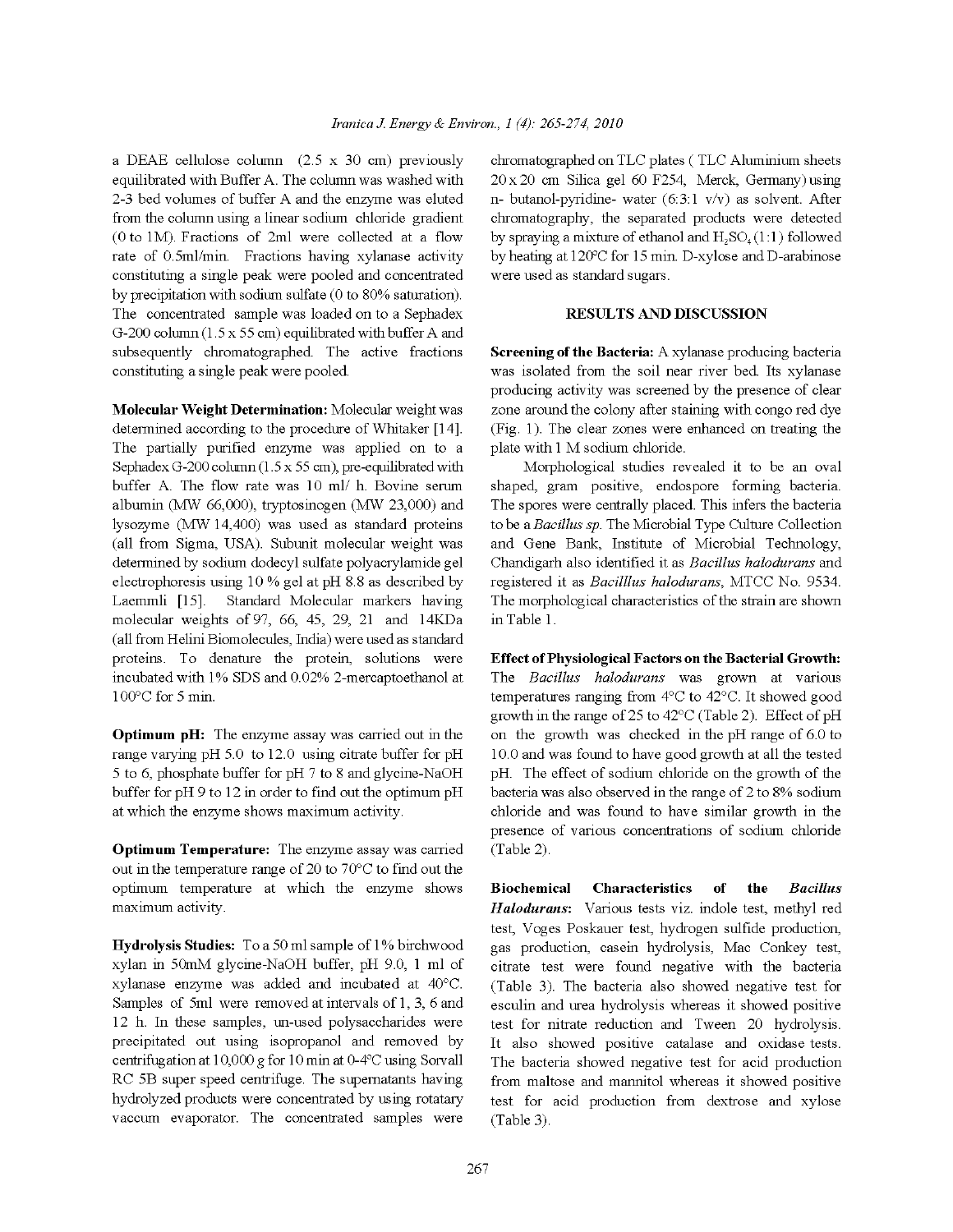a DEAE cellulose column (2.5 x 30 cm) previously equilibrated with Buffer A. The column was washed with 2-3 bed volumes of buffer A and the enzyme was eluted from the column using a linear sodium chloride gradient (0 to 1M). Fractions of 2ml were collected at a flow rate of 0.5ml/min. Fractions having xylanase activity constituting a single peak were pooled and concentrated by precipitation with sodium sulfate (0 to 80% saturation). The concentrated sample was loaded on to a Sephadex G-200 column (1.5 x 55 cm) equilibrated with buffer A and subsequently chromatographed. The active fractions constituting a single peak were pooled.

**Molecular Weight Determination:** Molecular weight was determined according to the procedure of Whitaker [14]. The partially purified enzyme was applied on to a Sephadex G-200 column (1.5 x 55 cm), pre-equilibrated with buffer A. The flow rate was 10 ml/ h. Bovine serum albumin (MW 66,000), tryptosinogen (MW 23,000) and lysozyme (MW 14,400) was used as standard proteins (all from Sigma, USA). Subunit molecular weight was determined by sodium dodecyl sulfate polyacrylamide gel electrophoresis using 10 % gel at pH 8.8 as described by Laemmli [15]. Standard Molecular markers having molecular weights of 97, 66, 45, 29, 21 and 14KDa (all from Helini Biomolecules, India) were used as standard proteins. To denature the protein, solutions were incubated with 1% SDS and 0.02% 2-mercaptoethanol at 100°C for 5 min.

**Optimum pH:** The enzyme assay was carried out in the range varying pH 5.0 to 12.0 using citrate buffer for pH 5 to 6, phosphate buffer for pH 7 to 8 and glycine-NaOH buffer for pH 9 to 12 in order to find out the optimum pH at which the enzyme shows maximum activity.

**Optimum Temperature:** The enzyme assay was carried out in the temperature range of 20 to 70°C to find out the optimum temperature at which the enzyme shows maximum activity.

**Hydrolysis Studies:** To a 50 ml sample of 1% birchwood xylan in 50mM glycine-NaOH buffer, pH 9.0, 1 ml of xylanase enzyme was added and incubated at 40°C. Samples of 5ml were removed at intervals of 1, 3, 6 and 12 h. In these samples, un-used polysaccharides were precipitated out using isopropanol and removed by centrifugation at 10,000 g for 10 min at 0-4°C using Sorvall RC 5B super speed centrifuge. The supernatants having hydrolyzed products were concentrated by using rotatary vaccum evaporator. The concentrated samples were chromatographed on TLC plates ( TLC Aluminium sheets 20 x 20 cm Silica gel 60 F254, Merck, Germany) using n- butanol-pyridine- water (6:3:1 v/v) as solvent. After chromatography, the separated products were detected by spraying a mixture of ethanol and $H_2SO_4$ (1:1) followed by heating at 120°C for 15 min. D-xylose and D-arabinose were used as standard sugars.

## RESULTS AND DISCUSSION

**Screening of the Bacteria:** A xylanase producing bacteria was isolated from the soil near river bed. Its xylanase producing activity was screened by the presence of clear zone around the colony after staining with congo red dye (Fig. 1). The clear zones were enhanced on treating the plate with 1 M sodium chloride.

Morphological studies revealed it to be an oval shaped, gram positive, endospore forming bacteria. The spores were centrally placed. This infers the bacteria to be a *Bacillus sp.* The Microbial Type Culture Collection and Gene Bank, Institute of Microbial Technology, Chandigarh also identified it as *Bacillus halodurans* and registered it as *Bacilllus halodurans*, MTCC No. 9534. The morphological characteristics of the strain are shown in Table 1.

**Effect of Physiological Factors on the Bacterial Growth:** The *Bacillus halodurans* was grown at various temperatures ranging from 4°C to 42°C. It showed good growth in the range of 25 to 42°C (Table 2). Effect of pH on the growth was checked in the pH range of 6.0 to 10.0 and was found to have good growth at all the tested pH. The effect of sodium chloride on the growth of the bacteria was also observed in the range of 2 to 8% sodium chloride and was found to have similar growth in the presence of various concentrations of sodium chloride (Table 2).

**Biochemical Characteristics of the *Bacillus Halodurans*:** Various tests viz. indole test, methyl red test, Voges Poskauer test, hydrogen sulfide production, gas production, casein hydrolysis, Mac Conkey test, citrate test were found negative with the bacteria (Table 3). The bacteria also showed negative test for esculin and urea hydrolysis whereas it showed positive test for nitrate reduction and Tween 20 hydrolysis. It also showed positive catalase and oxidase tests. The bacteria showed negative test for acid production from maltose and mannitol whereas it showed positive test for acid production from dextrose and xylose (Table 3).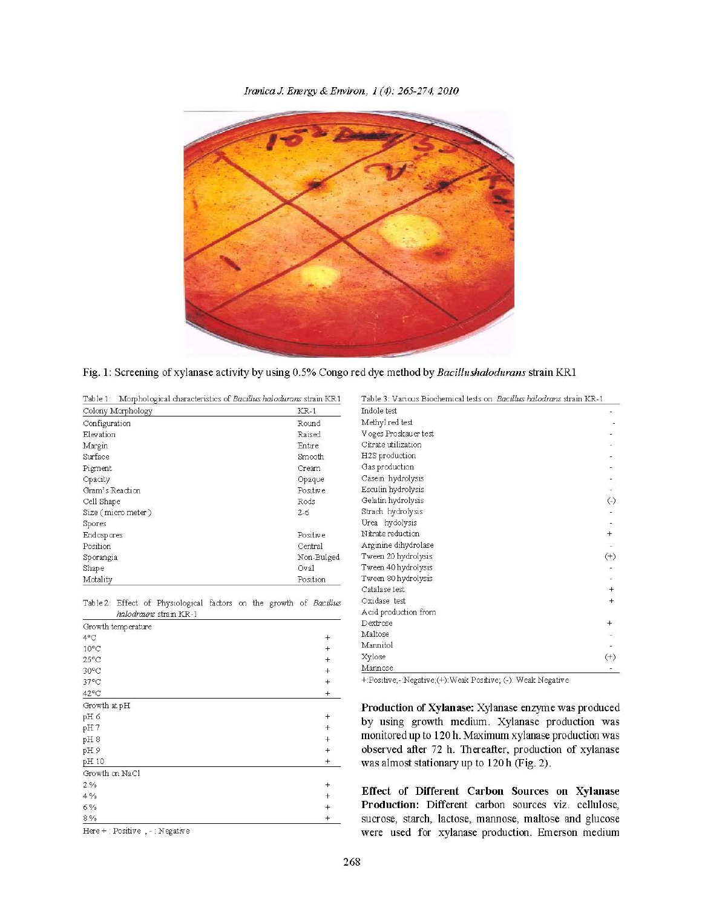Fig. 1: Screening of xylanase activity by using 0.5% Congo red dye method by *Bacillushalodurans* strain KR1

Table 1: Morphological characteristics of *Bacillus halodurans* strain KR1

| Colony Morphology | KR-1 |
|---|---|
| Configuration | Round |
| Elevation | Raised |
| Margin | Entire |
| Surface | Smooth |
| Pigment | Cream |
| Opacity | Opaque |
| Gram's Reaction | Positive |
| Cell Shape | Rods |
| Size (micro meter) | 2-6 |
| Spores | |
| Endospores | Positive |
| Position | Central |
| Sporangia | Non-Bulged |
| Shape | Oval |
| Motality | Position |

Table 2: Effect of Physiological factors on the growth of *Bacillus halodraun*s strain KR-1

| Growth temperature | |
|---|---|
| 4°C | + |
| 10°C | + |
| 25°C | + |
| 30°C | + |
| 37°C | + |
| 42°C | + |
| **Growth at pH** | |
| pH 6 | + |
| pH 7 | + |
| pH 8 | + |
| pH 9 | + |
| pH 10 | + |
| **Growth on NaCl** | |
| 2 % | + |
| 4 % | + |
| 6 % | + |
| 8 % | + |

Here + : Positive , - : Negative

Table 3: Various Biochemical tests on *Bacillus halodrans* strain KR-1

| Test | Result |
|---|---|
| Indole test | - |
| Methyl red test | - |
| Voges Proskauer test | - |
| Citrate utilization | - |
| H2S production | - |
| Gas production | - |
| Casein hydrolysis | - |
| Esculin hydrolysis | - |
| Gelatin hydrolysis | (-) |
| Strach hydrolysis | - |
| Urea hydolysis | - |
| Nitrate reduction | + |
| Arginine dihydrolase | - |
| Tween 20 hydrolysis | (+) |
| Tween 40 hydrolysis | - |
| Tween 80 hydrolysis | - |
| Catalase test | + |
| Oxidase test | + |
| Acid production from | |
| Dextrose | + |
| Maltose | - |
| Mannitol | - |
| Xylose | (+) |
| Mannose | - |

+:Positive,- Negative;(+):Weak Positive; (-): Weak Negative

**Production of Xylanase:** Xylanase enzyme was produced by using growth medium. Xylanase production was monitored up to 120 h. Maximum xylanase production was observed after 72 h. Thereafter, production of xylanase was almost stationary up to 120 h (Fig. 2).

**Effect of Different Carbon Sources on Xylanase Production:** Different carbon sources viz. cellulose, sucrose, starch, lactose, mannose, maltose and glucose were used for xylanase production. Emerson medium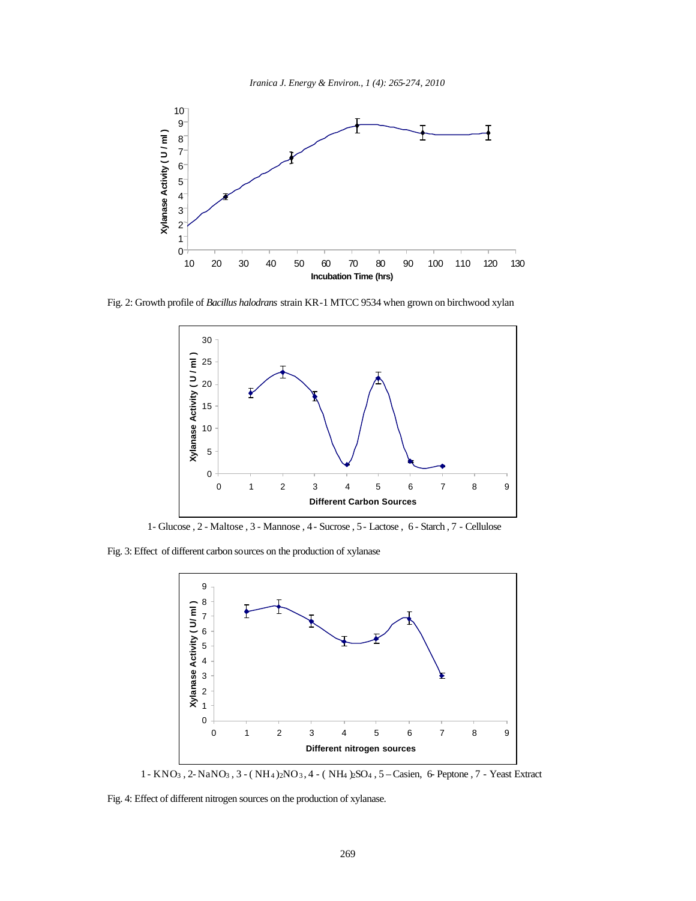Fig. 2: Growth profile of *Bacillus halodrans* strain KR-1 MTCC 9534 when grown on birchwood xylan

1- Glucose , 2 - Maltose , 3 - Mannose , 4 - Sucrose , 5 - Lactose , 6 - Starch , 7 - Cellulose

Fig. 3: Effect of different carbon sources on the production of xylanase

1 - $KNO_3$ , 2- $NaNO_3$ , 3 - $(NH_4)_2NO_3$ , 4 - $(NH_4)_2SO_4$ , 5 – Casien, 6- Peptone , 7 - Yeast Extract

Fig. 4: Effect of different nitrogen sources on the production of xylanase.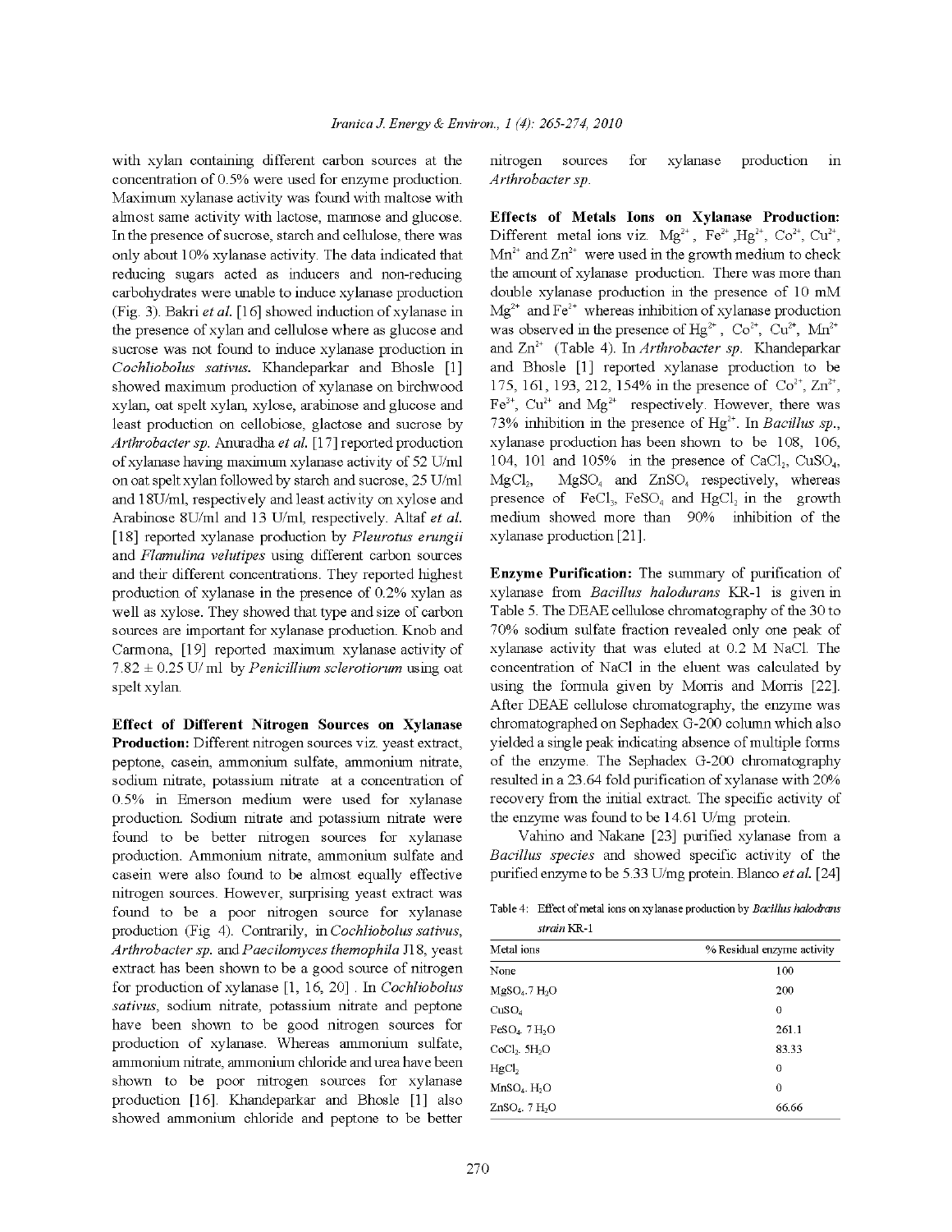with xylan containing different carbon sources at the concentration of 0.5% were used for enzyme production. Maximum xylanase activity was found with maltose with almost same activity with lactose, mannose and glucose. In the presence of sucrose, starch and cellulose, there was only about 10% xylanase activity. The data indicated that reducing sugars acted as inducers and non-reducing carbohydrates were unable to induce xylanase production (Fig. 3). Bakri *et al.* [16] showed induction of xylanase in the presence of xylan and cellulose where as glucose and sucrose was not found to induce xylanase production in *Cochliobolus sativus*. Khandeparkar and Bhosle [1] showed maximum production of xylanase on birchwood xylan, oat spelt xylan, xylose, arabinose and glucose and least production on cellobiose, glactose and sucrose by *Arthrobacter sp.* Anuradha *et al.* [17] reported production of xylanase having maximum xylanase activity of 52 U/ml on oat spelt xylan followed by starch and sucrose, 25 U/ml and 18U/ml, respectively and least activity on xylose and Arabinose 8U/ml and 13 U/ml, respectively. Altaf *et al.* [18] reported xylanase production by *Pleurotus erungii* and *Flamulina velutipes* using different carbon sources and their different concentrations. They reported highest production of xylanase in the presence of 0.2% xylan as well as xylose. They showed that type and size of carbon sources are important for xylanase production. Knob and Carmona, [19] reported maximum xylanase activity of 7.82 ± 0.25 U/ ml by *Penicillium sclerotiorum* using oat spelt xylan.

**Effect of Different Nitrogen Sources on Xylanase Production:** Different nitrogen sources viz. yeast extract, peptone, casein, ammonium sulfate, ammonium nitrate, sodium nitrate, potassium nitrate at a concentration of 0.5% in Emerson medium were used for xylanase production. Sodium nitrate and potassium nitrate were found to be better nitrogen sources for xylanase production. Ammonium nitrate, ammonium sulfate and casein were also found to be almost equally effective nitrogen sources. However, surprising yeast extract was found to be a poor nitrogen source for xylanase production (Fig 4). Contrarily, in *Cochliobolus sativus*, *Arthrobacter sp.* and *Paecilomyces themophila* J18, yeast extract has been shown to be a good source of nitrogen for production of xylanase [1, 16, 20] . In *Cochliobolus sativus*, sodium nitrate, potassium nitrate and peptone have been shown to be good nitrogen sources for production of xylanase. Whereas ammonium sulfate, ammonium nitrate, ammonium chloride and urea have been shown to be poor nitrogen sources for xylanase production [16]. Khandeparkar and Bhosle [1] also showed ammonium chloride and peptone to be better nitrogen sources for xylanase production in *Arthrobacter sp.*

**Effects of Metals Ions on Xylanase Production:** Different metal ions viz. $Mg^{2+}$, $Fe^{2+}$, $Hg^{2+}$, $Co^{2+}$, $Cu^{2+}$, $Mn^{2+}$ and $Zn^{2+}$ were used in the growth medium to check the amount of xylanase production. There was more than double xylanase production in the presence of 10 mM $Mg^{2+}$ and $Fe^{2+}$ whereas inhibition of xylanase production was observed in the presence of $Hg^{2+}$, $Co^{2+}$, $Cu^{2+}$, $Mn^{2+}$ and $Zn^{2+}$ (Table 4). In *Arthrobacter sp.* Khandeparkar and Bhosle [1] reported xylanase production to be 175, 161, 193, 212, 154% in the presence of $Co^{2+}$, $Zn^{2+}$, $Fe^{3+}$, $Cu^{2+}$ and $Mg^{2+}$ respectively. However, there was 73% inhibition in the presence of $Hg^{2+}$. In *Bacillus sp.*, xylanase production has been shown to be 108, 106, 104, 101 and 105% in the presence of $CaCl_2$, $CuSO_4$, $MgCl_2$, $MgSO_4$ and $ZnSO_4$ respectively, whereas presence of $FeCl_3$, $FeSO_4$ and $HgCl_2$ in the growth medium showed more than 90% inhibition of the xylanase production [21].

**Enzyme Purification:** The summary of purification of xylanase from *Bacillus halodurans* KR-1 is given in Table 5. The DEAE cellulose chromatography of the 30 to 70% sodium sulfate fraction revealed only one peak of xylanase activity that was eluted at 0.2 M NaCl. The concentration of NaCl in the eluent was calculated by using the formula given by Morris and Morris [22]. After DEAE cellulose chromatography, the enzyme was chromatographed on Sephadex G-200 column which also yielded a single peak indicating absence of multiple forms of the enzyme. The Sephadex G-200 chromatography resulted in a 23.64 fold purification of xylanase with 20% recovery from the initial extract. The specific activity of the enzyme was found to be 14.61 U/mg protein.

Vahino and Nakane [23] purified xylanase from a *Bacillus species* and showed specific activity of the purified enzyme to be 5.33 U/mg protein. Blanco *et al.* [24]

Table 4: Effect of metal ions on xylanase production by *Bacillus halodrans strain* KR-1

| Metal ions | % Residual enzyme activity |
|---|---|
| None | 100 |
| $MgSO_4.7H_2O$ | 200 |
| $CuSO_4$ | 0 |
| $FeSO_4.7H_2O$ | 261.1 |
| $CoCl_2.5H_2O$ | 83.33 |
| $HgCl_2$ | 0 |
| $MnSO_4.H_2O$ | 0 |
| $ZnSO_4.7H_2O$ | 66.66 |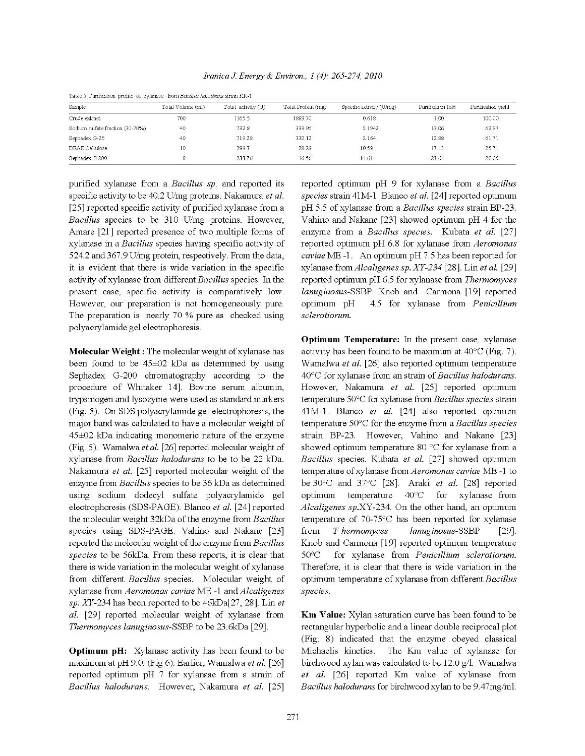Table 5: Purification profile of xylanase from *Bacillus halodurans* strain KR-1

| Sample | Total Volume (ml) | Total activity (U) | Total Protein (mg) | Specific activity (U/mg) | Purification fold | Purification yield |
|---|---|---|---|---|---|---|
| Crude extract | 700 | 1165.5 | 1883.70 | 0.618 | 1.00 | 100.00 |
| Sodium sulfate fraction (30-70%) | 40 | 732.8 | 333.96 | 2.1942 | 13.06 | 62.87 |
| Sephadex G-25 | 40 | 719.28 | 332.12 | 2.164 | 12.88 | 61.71 |
| DEAE Cellulose | 10 | 299.7 | 28.29 | 10.59 | 17.13 | 25.71 |
| Sephadex G 200 | 8 | 233.76 | 16.56 | 14.61 | 23.64 | 20.05 |

purified xylanase from a *Bacillus sp.* and reported its specific activity to be 40.2 U/mg proteins. Nakamura *et al.* [25] reported specific activity of purified xylanase from a *Bacillus* species to be 310 U/mg proteins. However, Amare [21] reported presence of two multiple forms of xylanase in a *Bacillus* species having specific activity of 524.2 and 367.9 U/mg protein, respectively. From the data, it is evident that there is wide variation in the specific activity of xylanase from different *Bacillus* species. In the present case, specific activity is comparatively low. However, our preparation is not homogeneously pure. The preparation is nearly 70 % pure as checked using polyacrylamide gel electrophoresis.

**Molecular Weight :** The molecular weight of xylanase has been found to be 45±02 kDa as determined by using Sephadex G-200 chromatography according to the procedure of Whitaker 14]. Bovine serum albumin, trypsinogen and lysozyme were used as standard markers (Fig. 5). On SDS polyacrylamide gel electrophoresis, the major band was calculated to have a molecular weight of 45±02 kDa indicating monomeric nature of the enzyme (Fig. 5). Wamalwa *et al.* [26] reported molecular weight of xylanase from *Bacillus halodurans* to be to be 22 kDa. Nakamura *et al.* [25] reported molecular weight of the enzyme from *Bacillus* species to be 36 kDa as determined using sodium dodecyl sulfate polyacrylamide gel electrophoresis (SDS-PAGE). Blanco *et al.* [24] reported the molecular weight 32kDa of the enzyme from *Bacillus* species using SDS-PAGE. Vahino and Nakane [23] reported the molecular weight of the enzyme from *Bacillus species* to be 56kDa. From these reports, it is clear that there is wide variation in the molecular weight of xylanase from different *Bacillus* species. Molecular weight of xylanase from *Aeromonas caviae* ME -1 and *Alcaligenes sp. XY*-234 has been reported to be 46kDa[27, 28]. Lin *et al.* [29] reported molecular weight of xylanase from *Thermomyces lanuginosus*-SSBP to be 23.6kDa [29].

**Optimum pH:** Xylanase activity has been found to be maximum at pH 9.0. (Fig 6). Earlier, Wamalwa *et al.* [26] reported optimum pH 7 for xylanase from a strain of *Bacillus halodurans*. However, Nakamura *et al.* [25] reported optimum pH 9 for xylanase from a *Bacillus species* strain 41M-1. Blanco *et al.* [24] reported optimum pH 5.5 of xylanase from a *Bacillus species* strain BP-23. Vahino and Nakane [23] showed optimum pH 4 for the enzyme from a *Bacillus species*. Kubata *et al.* [27] reported optimum pH 6.8 for xylanase from *Aeromonas caviae* ME -1. An optimum pH 7.5 has been reported for xylanase from *Alcaligenes sp. XY-234* [28]. Lin *et al.* [29] reported optimum pH 6.5 for xylanase from *Thermomyces lanuginosus*-SSBP. Knob and Carmona [19] reported optimum pH 4.5 for xylanase from *Penicillium sclerotiorum.*

**Optimum Temperature:** In the present case, xylanase activity has been found to be maximum at 40°C (Fig. 7). Wamalwa *et al.* [26] also reported optimum temperature 40°C for xylanase from an strain of *Bacillus halodurans*. However, Nakamura *et al.* [25] reported optimum temperature 50°C for xylanase from *Bacillus species* strain 41M-1. Blanco *et al.* [24] also reported optimum temperature 50°C for the enzyme from a *Bacillus species* strain BP-23. However, Vahino and Nakane [23] showed optimum temperature 80 °C for xylanase from a *Bacillus* species. Kubata *et al.* [27] showed optimum temperature of xylanase from *Aeromonas caviae* ME -1 to be 30°C and 37°C [28]. Araki *et al.* [28] reported optimum temperature 40°C for xylanase from *Alcaligenes sp.*XY-234. On the other hand, an optimum temperature of 70-75°C has been reported for xylanase from *T hermomyces lanuginosus*-SSBP [29]. Knob and Carmona [19] reported optimum temperature 50°C for xylanase from *Penicillium sclerotiorum.* Therefore, it is clear that there is wide variation in the optimum temperature of xylanase from different *Bacillus species.*

**Km Value:** Xylan saturation curve has been found to be rectangular hyperbolic and a linear double reciprocal plot (Fig. 8) indicated that the enzyme obeyed classical Michaelis kinetics. The Km value of xylanase for birchwood xylan was calculated to be 12.0 g/l. Wamalwa *et al.* [26] reported Km value of xylanase from *Bacillus halodurans* for birchwood xylan to be 9.47mg/ml.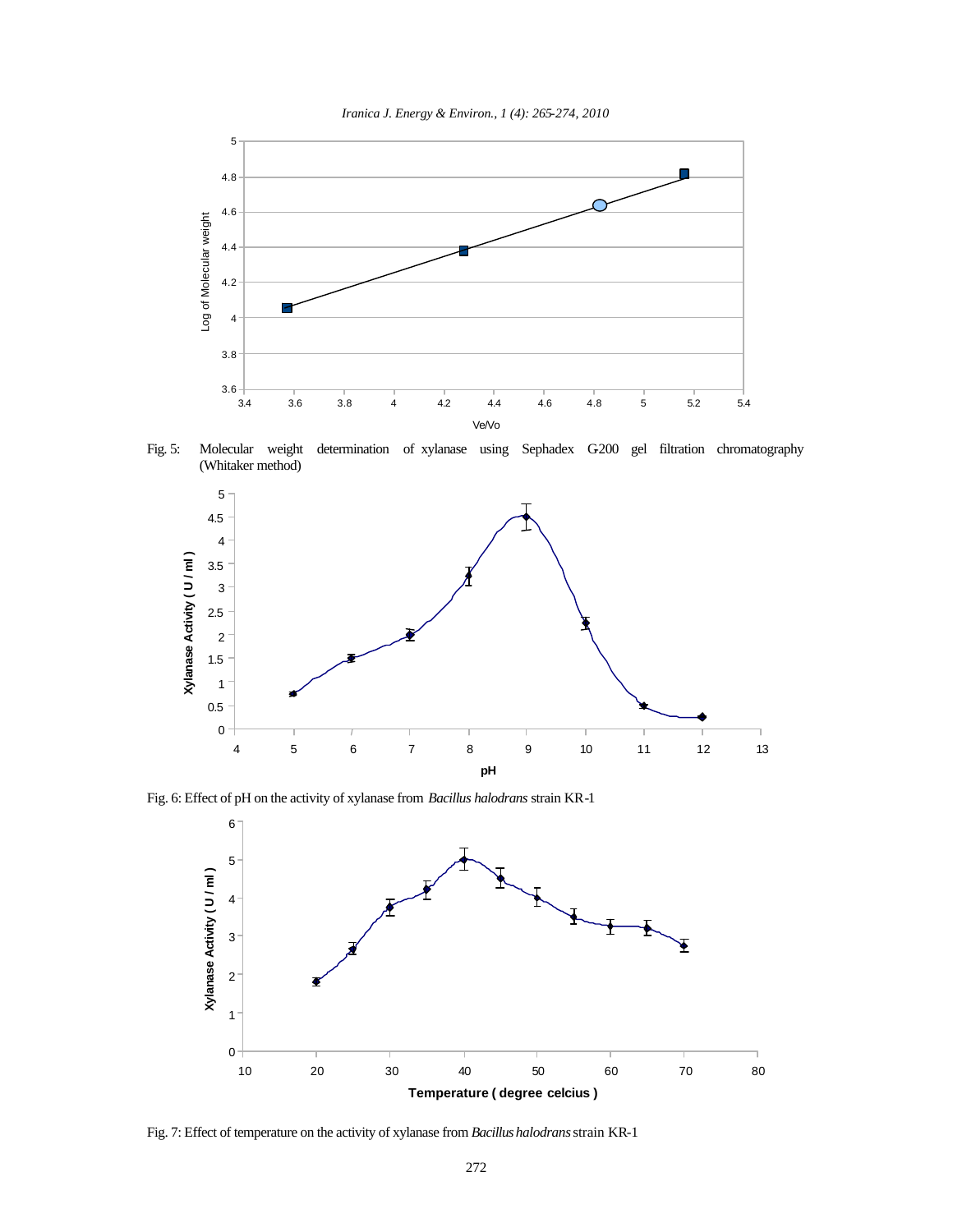Fig. 5: Molecular weight determination of xylanase using Sephadex G200 gel filtration chromatography (Whitaker method)

Fig. 6: Effect of pH on the activity of xylanase from *Bacillus halodrans* strain KR-1

Fig. 7: Effect of temperature on the activity of xylanase from *Bacillus halodrans* strain KR-1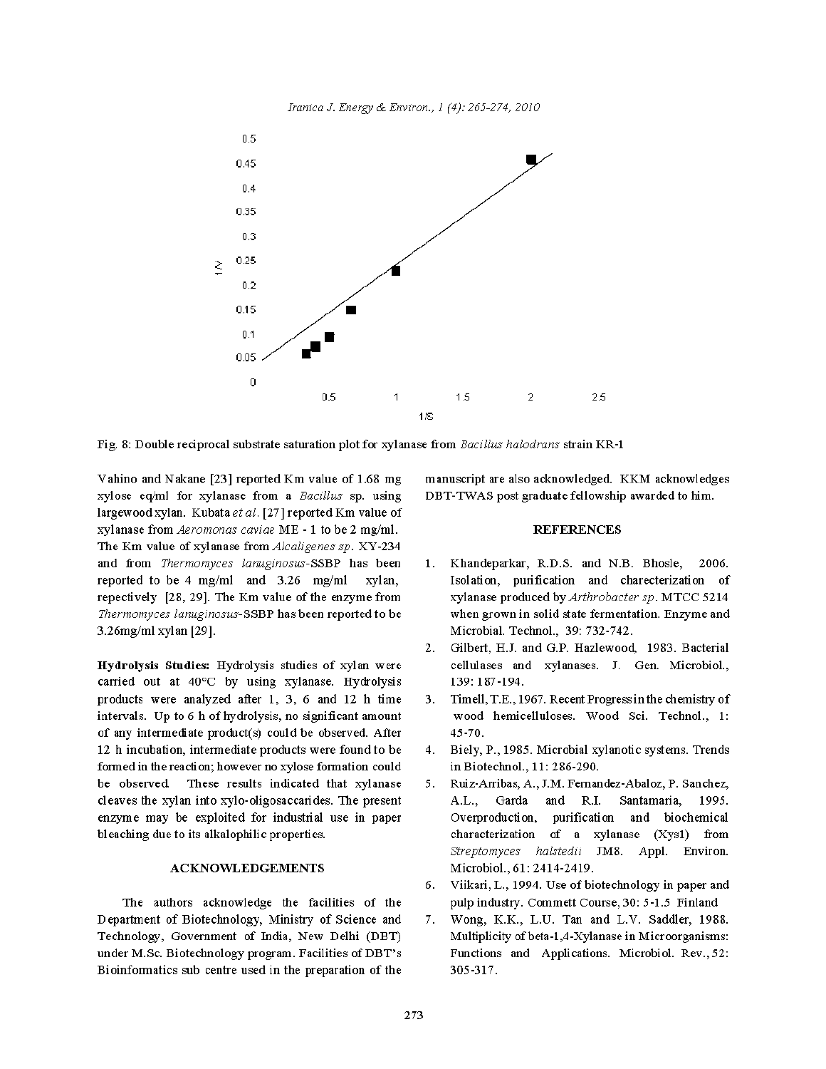Fig. 8: Double reciprocal substrate saturation plot for xylanase from *Bacillus halodrans* strain KR-1

Vahino and Nakane [23] reported Km value of 1.68 mg xylose eq/ml for xylanase from a *Bacillus* sp. using largewood xylan. Kubata *et al.* [27] reported Km value of xylanase from *Aeromonas caviae* ME - 1 to be 2 mg/ml. The Km value of xylanase from *Alcaligenes sp.* XY-234 and from *Thermomyces lanuginosus*-SSBP has been reported to be 4 mg/ml and 3.26 mg/ml xylan, repectively [28, 29]. The Km value of the enzyme from *Thermomyces lanuginosus*-SSBP has been reported to be 3.26mg/ml xylan [29].

**Hydrolysis Studies:** Hydrolysis studies of xylan were carried out at 40°C by using xylanase. Hydrolysis products were analyzed after 1, 3, 6 and 12 h time intervals. Up to 6 h of hydrolysis, no significant amount of any intermediate product(s) could be observed. After 12 h incubation, intermediate products were found to be formed in the reaction; however no xylose formation could be observed. These results indicated that xylanase cleaves the xylan into xylo-oligosaccarides. The present enzyme may be exploited for industrial use in paper bleaching due to its alkalophilic properties.

## ACKNOWLEDGEMENTS

The authors acknowledge the facilities of the Department of Biotechnology, Ministry of Science and Technology, Government of India, New Delhi (DBT) under M.Sc. Biotechnology program. Facilities of DBT's Bioinformatics sub centre used in the preparation of the manuscript are also acknowledged. KKM acknowledges DBT-TWAS post graduate fellowship awarded to him.

## REFERENCES

1. Khandeparkar, R.D.S. and N.B. Bhosle, 2006. Isolation, purification and charecterization of xylanase produced by *Arthrobacter sp.* MTCC 5214 when grown in solid state fermentation. Enzyme and Microbial. Technol., 39: 732-742.
2. Gilbert, H.J. and G.P. Hazlewood, 1983. Bacterial cellulases and xylanases. J. Gen. Microbiol., 139: 187-194.
3. Timell, T.E., 1967. Recent Progress in the chemistry of wood hemicelluloses. Wood Sci. Technol., 1: 45-70.
4. Biely, P., 1985. Microbial xylanotic systems. Trends in Biotechnol., 11: 286-290.
5. Ruiz-Arribas, A., J.M. Fernandez-Abaloz, P. Sanchez, A.L., Garda and R.I. Santamaria, 1995. Overproduction, purification and biochemical characterization of a xylanase (Xys1) from *Streptomyces halstedii* JM8. Appl. Environ. Microbiol., 61: 2414-2419.
6. Viikari, L., 1994. Use of biotechnology in paper and pulp industry. Commett Course, 30: 5-1.5 Finland
7. Wong, K.K., L.U. Tan and L.V. Saddler, 1988. Multiplicity of beta-1,4-Xylanase in Microorganisms: Functions and Applications. Microbiol. Rev., 52: 305-317.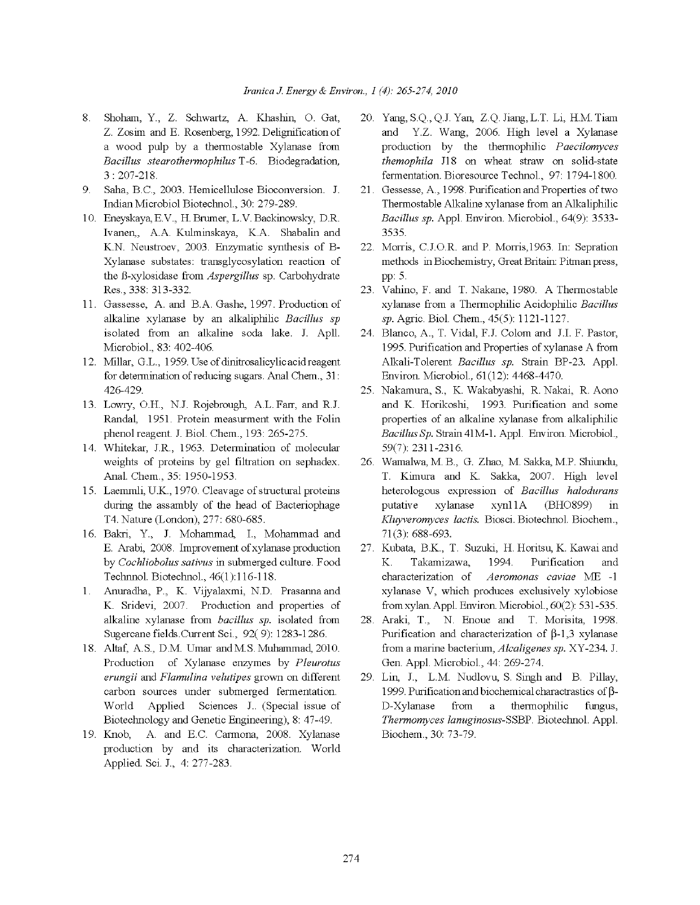8. Shoham, Y., Z. Schwartz, A. Khashin, O. Gat, Z. Zosim and E. Rosenberg, 1992. Delignification of a wood pulp by a thermostable Xylanase from *Bacillus stearothermophilus* T-6. Biodegradation, 3 : 207-218.
9. Saha, B.C., 2003. Hemicellulose Bioconversion. J. Indian Microbiol Biotechnol., 30: 279-289.
10. Eneyskaya, E.V., H. Brumer, L.V. Backinowsky, D.R. Ivanen,, A.A. Kulminskaya, K.A. Shabalin and K.N. Neustroev, 2003. Enzymatic synthesis of B-Xylanase substates: transglycosylation reaction of the ß-xylosidase from *Aspergillus* sp. Carbohydrate Res., 338: 313-332.
11. Gassesse, A. and B.A. Gashe, 1997. Production of alkaline xylanase by an alkaliphilic *Bacillus sp* isolated from an alkaline soda lake. J. Apll. Microbiol., 83: 402-406.
12. Millar, G.L., 1959. Use of dinitrosalicylic acid reagent for determination of reducing sugars. Anal Chem., 31: 426-429.
13. Lowry, O.H., N.J. Rojebrough, A.L. Farr, and R.J. Randal, 1951. Protein measurment with the Folin phenol reagent. J. Biol. Chem., 193: 265-275.
14. Whitekar, J.R., 1963. Determination of molecular weights of proteins by gel filtration on sephadex. Anal. Chem., 35: 1950-1953.
15. Laemmli, U.K., 1970. Cleavage of structural proteins during the assambly of the head of Bacteriophage T4. Nature (London), 277: 680-685.
16. Bakri, Y., J. Mohammad, I., Mohammad and E. Arabi, 2008. Improvement of xylanase production by *Cochliobolus sativus* in submerged culture. Food Technnol. Biotechnol., 46(1):116-118.
1. Anuradha, P., K. Vijyalaxmi, N.D. Prasanna and K. Sridevi, 2007. Production and properties of alkaline xylanase from *bacillus sp.* isolated from Sugercane fields.Current Sci., 92( 9): 1283-1286.
18. Altaf, A.S., D.M. Umar and M.S. Muhammad, 2010. Production of Xylanase enzymes by *Pleurotus erungii* and *Flamulina velutipes* grown on different carbon sources under submerged fermentation. World Applied Sciences J.. (Special issue of Biotechnology and Genetic Engineering), 8: 47-49.
19. Knob, A. and E.C. Carmona, 2008. Xylanase production by and its characterization. World Applied. Sci. J., 4: 277-283.
20. Yang, S.Q., Q.J. Yan, Z.Q. Jiang, L.T. Li, H.M. Tiam and Y.Z. Wang, 2006. High level a Xylanase production by the thermophilic *Paecilomyces themophila* J18 on wheat straw on solid-state fermentation. Bioresource Technol., 97: 1794-1800.
21. Gessesse, A., 1998. Purification and Properties of two Thermostable Alkaline xylanase from an Alkaliphilic *Bacillus sp.* Appl. Environ. Microbiol., 64(9): 3533-3535.
22. Morris, C.J.O.R. and P. Morris,1963. In: Sepration methods in Biochemistry, Great Britain: Pitman press, pp: 5.
23. Vahino, F. and T. Nakane, 1980. A Thermostable xylanase from a Thermophilic Acidophilic *Bacillus sp.* Agric. Biol. Chem., 45(5): 1121-1127.
24. Blanco, A., T. Vidal, F.J. Colom and J.I. F. Pastor, 1995. Purification and Properties of xylanase A from Alkali-Tolerent *Bacillus sp.* Strain BP-23. Appl. Environ. Microbiol., 61(12): 4468-4470.
25. Nakamura, S., K. Wakabyashi, R. Nakai, R. Aono and K. Horikoshi, 1993. Purification and some properties of an alkaline xylanase from alkaliphilic *Bacillus Sp.* Strain 41M-1. Appl. Environ. Microbiol., 59(7): 2311-2316.
26. Wamalwa, M. B., G. Zhao, M. Sakka, M.P. Shiundu, T. Kimura and K. Sakka, 2007. High level heterologous expression of *Bacillus halodurans* putative xylanase xyn11A (BHO899) in *Kluyveromyces lactis.* Biosci. Biotechnol. Biochem., 71(3): 688-693.
27. Kubata, B.K., T. Suzuki, H. Horitsu, K. Kawai and K. Takamizawa, 1994. Purification and characterization of *Aeromonas caviae* ME -1 xylanase V, which produces exclusively xylobiose from xylan. Appl. Environ. Microbiol., 60(2): 531-535.
28. Araki, T., N. Enoue and T. Morisita, 1998. Purification and characterization of β-1,3 xylanase from a marine bacterium, *Alcaligenes sp.* XY-234. J. Gen. Appl. Microbiol., 44: 269-274.
29. Lin, J., L.M. Nudlovu, S. Singh and B. Pillay, 1999. Purification and biochemical charactrastics of β-D-Xylanase from a thermophilic fungus, *Thermomyces lanuginosus*-SSBP. Biotechnol. Appl. Biochem., 30: 73-79.